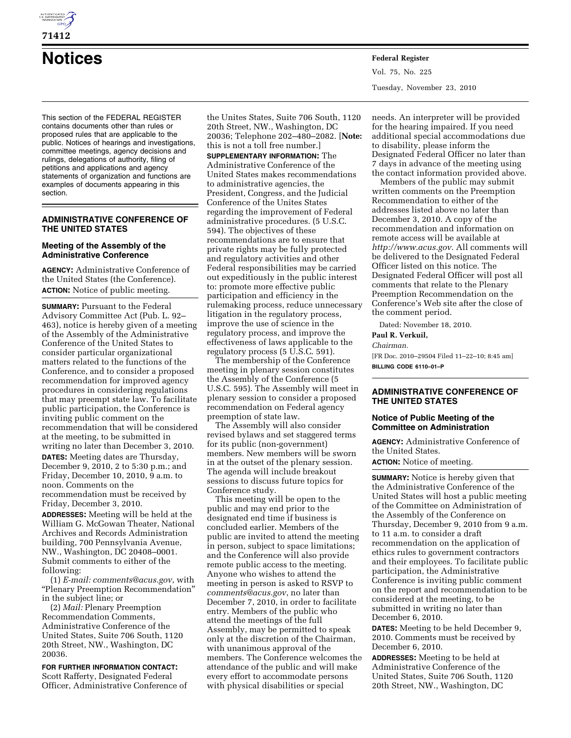# Notices

This section of the FEDERAL REGISTER contains documents other than rules or proposed rules that are applicable to the public. Notices of hearings and investigations, committee meetings, agency decisions and rulings, delegations of authority, filing of petitions and applications and agency statements of organization and functions are examples of documents appearing in this section.

## ADMINISTRATIVE CONFERENCE OF THE UNITED STATES

### Meeting of the Assembly of the Administrative Conference

**AGENCY:** Administrative Conference of the United States (the Conference).

**ACTION:** Notice of public meeting.

**SUMMARY:** Pursuant to the Federal Advisory Committee Act (Pub. L. 92–463), notice is hereby given of a meeting of the Assembly of the Administrative Conference of the United States to consider particular organizational matters related to the functions of the Conference, and to consider a proposed recommendation for improved agency procedures in considering regulations that may preempt state law. To facilitate public participation, the Conference is inviting public comment on the recommendation that will be considered at the meeting, to be submitted in writing no later than December 3, 2010.

**DATES:** Meeting dates are Thursday, December 9, 2010, 2 to 5:30 p.m.; and Friday, December 10, 2010, 9 a.m. to noon. Comments on the recommendation must be received by Friday, December 3, 2010.

**ADDRESSES:** Meeting will be held at the William G. McGowan Theater, National Archives and Records Administration building, 700 Pennsylvania Avenue, NW., Washington, DC 20408–0001. Submit comments to either of the following:

(1) *E-mail: comments@acus.gov*, with "Plenary Preemption Recommendation" in the subject line; or

(2) *Mail:* Plenary Preemption Recommendation Comments, Administrative Conference of the United States, Suite 706 South, 1120 20th Street, NW., Washington, DC 20036.

**FOR FURTHER INFORMATION CONTACT:** Scott Rafferty, Designated Federal Officer, Administrative Conference of the Unites States, Suite 706 South, 1120 20th Street, NW., Washington, DC 20036; Telephone 202–480–2082. [**Note:** this is not a toll free number.]

**SUPPLEMENTARY INFORMATION:** The Administrative Conference of the United States makes recommendations to administrative agencies, the President, Congress, and the Judicial Conference of the Unites States regarding the improvement of Federal administrative procedures. (5 U.S.C. 594). The objectives of these recommendations are to ensure that private rights may be fully protected and regulatory activities and other Federal responsibilities may be carried out expeditiously in the public interest to: promote more effective public participation and efficiency in the rulemaking process, reduce unnecessary litigation in the regulatory process, improve the use of science in the regulatory process, and improve the effectiveness of laws applicable to the regulatory process (5 U.S.C. 591).

The membership of the Conference meeting in plenary session constitutes the Assembly of the Conference (5 U.S.C. 595). The Assembly will meet in plenary session to consider a proposed recommendation on Federal agency preemption of state law.

The Assembly will also consider revised bylaws and set staggered terms for its public (non-government) members. New members will be sworn in at the outset of the plenary session. The agenda will include breakout sessions to discuss future topics for Conference study.

This meeting will be open to the public and may end prior to the designated end time if business is concluded earlier. Members of the public are invited to attend the meeting in person, subject to space limitations; and the Conference will also provide remote public access to the meeting. Anyone who wishes to attend the meeting in person is asked to RSVP to *comments@acus.gov*, no later than December 7, 2010, in order to facilitate entry. Members of the public who attend the meetings of the full Assembly, may be permitted to speak only at the discretion of the Chairman, with unanimous approval of the members. The Conference welcomes the attendance of the public and will make every effort to accommodate persons with physical disabilities or special needs. An interpreter will be provided for the hearing impaired. If you need additional special accommodations due to disability, please inform the Designated Federal Officer no later than 7 days in advance of the meeting using the contact information provided above.

Members of the public may submit written comments on the Preemption Recommendation to either of the addresses listed above no later than December 3, 2010. A copy of the recommendation and information on remote access will be available at *http://www.acus.gov*. All comments will be delivered to the Designated Federal Officer listed on this notice. The Designated Federal Officer will post all comments that relate to the Plenary Preemption Recommendation on the Conference's Web site after the close of the comment period.

Dated: November 18, 2010.

**Paul R. Verkuil,**

*Chairman.*

[FR Doc. 2010–29504 Filed 11–22–10; 8:45 am]

**BILLING CODE 6110–01–P**

## ADMINISTRATIVE CONFERENCE OF THE UNITED STATES

### Notice of Public Meeting of the Committee on Administration

**AGENCY:** Administrative Conference of the United States.

**ACTION:** Notice of meeting.

**SUMMARY:** Notice is hereby given that the Administrative Conference of the United States will host a public meeting of the Committee on Administration of the Assembly of the Conference on Thursday, December 9, 2010 from 9 a.m. to 11 a.m. to consider a draft recommendation on the application of ethics rules to government contractors and their employees. To facilitate public participation, the Administrative Conference is inviting public comment on the report and recommendation to be considered at the meeting, to be submitted in writing no later than December 6, 2010.

**DATES:** Meeting to be held December 9, 2010. Comments must be received by December 6, 2010.

**ADDRESSES:** Meeting to be held at Administrative Conference of the United States, Suite 706 South, 1120 20th Street, NW., Washington, DC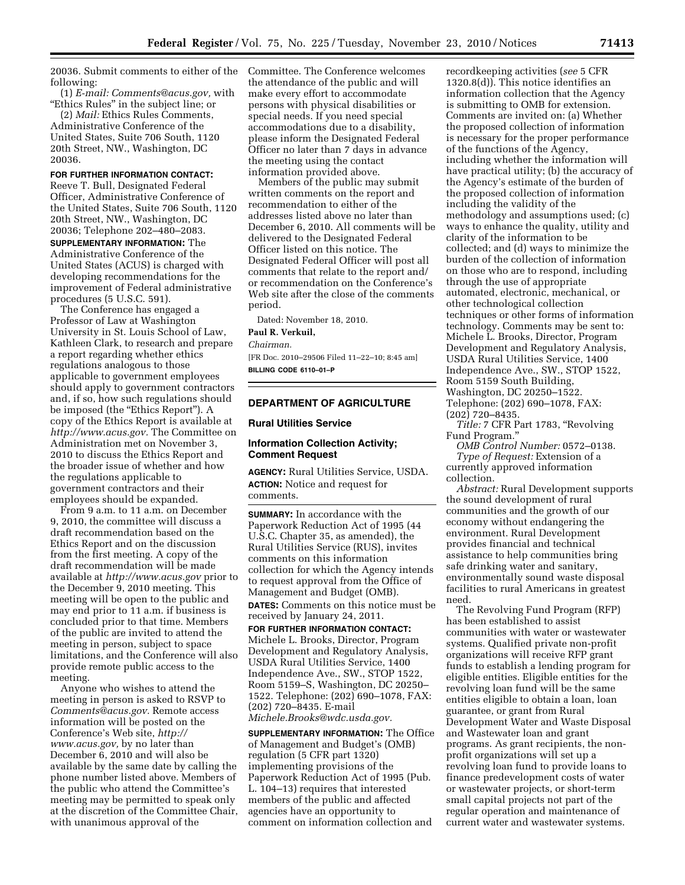20036. Submit comments to either of the following:

(1) *E-mail: Comments@acus.gov,* with "Ethics Rules" in the subject line; or

(2) *Mail:* Ethics Rules Comments, Administrative Conference of the United States, Suite 706 South, 1120 20th Street, NW., Washington, DC 20036.

**FOR FURTHER INFORMATION CONTACT:** Reeve T. Bull, Designated Federal Officer, Administrative Conference of the United States, Suite 706 South, 1120 20th Street, NW., Washington, DC 20036; Telephone 202–480–2083.

**SUPPLEMENTARY INFORMATION:** The Administrative Conference of the United States (ACUS) is charged with developing recommendations for the improvement of Federal administrative procedures (5 U.S.C. 591).

The Conference has engaged a Professor of Law at Washington University in St. Louis School of Law, Kathleen Clark, to research and prepare a report regarding whether ethics regulations analogous to those applicable to government employees should apply to government contractors and, if so, how such regulations should be imposed (the "Ethics Report"). A copy of the Ethics Report is available at *http://www.acus.gov.* The Committee on Administration met on November 3, 2010 to discuss the Ethics Report and the broader issue of whether and how the regulations applicable to government contractors and their employees should be expanded.

From 9 a.m. to 11 a.m. on December 9, 2010, the committee will discuss a draft recommendation based on the Ethics Report and on the discussion from the first meeting. A copy of the draft recommendation will be made available at *http://www.acus.gov* prior to the December 9, 2010 meeting. This meeting will be open to the public and may end prior to 11 a.m. if business is concluded prior to that time. Members of the public are invited to attend the meeting in person, subject to space limitations, and the Conference will also provide remote public access to the meeting.

Anyone who wishes to attend the meeting in person is asked to RSVP to *Comments@acus.gov.* Remote access information will be posted on the Conference's Web site, *http://www.acus.gov,* by no later than December 6, 2010 and will also be available by the same date by calling the phone number listed above. Members of the public who attend the Committee's meeting may be permitted to speak only at the discretion of the Committee Chair, with unanimous approval of the Committee. The Conference welcomes the attendance of the public and will make every effort to accommodate persons with physical disabilities or special needs. If you need special accommodations due to a disability, please inform the Designated Federal Officer no later than 7 days in advance the meeting using the contact information provided above.

Members of the public may submit written comments on the report and recommendation to either of the addresses listed above no later than December 6, 2010. All comments will be delivered to the Designated Federal Officer listed on this notice. The Designated Federal Officer will post all comments that relate to the report and/or recommendation on the Conference's Web site after the close of the comments period.

Dated: November 18, 2010.

**Paul R. Verkuil,**

*Chairman.*

[FR Doc. 2010–29506 Filed 11–22–10; 8:45 am]

**BILLING CODE 6110–01–P**

## DEPARTMENT OF AGRICULTURE

### Rural Utilities Service

### Information Collection Activity; Comment Request

**AGENCY:** Rural Utilities Service, USDA.

**ACTION:** Notice and request for comments.

**SUMMARY:** In accordance with the Paperwork Reduction Act of 1995 (44 U.S.C. Chapter 35, as amended), the Rural Utilities Service (RUS), invites comments on this information collection for which the Agency intends to request approval from the Office of Management and Budget (OMB).

**DATES:** Comments on this notice must be received by January 24, 2011.

**FOR FURTHER INFORMATION CONTACT:** Michele L. Brooks, Director, Program Development and Regulatory Analysis, USDA Rural Utilities Service, 1400 Independence Ave., SW., STOP 1522, Room 5159–S, Washington, DC 20250–1522. Telephone: (202) 690–1078, FAX: (202) 720–8435. E-mail *Michele.Brooks@wdc.usda.gov.*

**SUPPLEMENTARY INFORMATION:** The Office of Management and Budget's (OMB) regulation (5 CFR part 1320) implementing provisions of the Paperwork Reduction Act of 1995 (Pub. L. 104–13) requires that interested members of the public and affected agencies have an opportunity to comment on information collection and recordkeeping activities (*see* 5 CFR 1320.8(d)). This notice identifies an information collection that the Agency is submitting to OMB for extension. Comments are invited on: (a) Whether the proposed collection of information is necessary for the proper performance of the functions of the Agency, including whether the information will have practical utility; (b) the accuracy of the Agency's estimate of the burden of the proposed collection of information including the validity of the methodology and assumptions used; (c) ways to enhance the quality, utility and clarity of the information to be collected; and (d) ways to minimize the burden of the collection of information on those who are to respond, including through the use of appropriate automated, electronic, mechanical, or other technological collection techniques or other forms of information technology. Comments may be sent to: Michele L. Brooks, Director, Program Development and Regulatory Analysis, USDA Rural Utilities Service, 1400 Independence Ave., SW., STOP 1522, Room 5159 South Building, Washington, DC 20250–1522. Telephone: (202) 690–1078, FAX: (202) 720–8435.

*Title:* 7 CFR Part 1783, "Revolving Fund Program."

*OMB Control Number:* 0572–0138.

*Type of Request:* Extension of a currently approved information collection.

*Abstract:* Rural Development supports the sound development of rural communities and the growth of our economy without endangering the environment. Rural Development provides financial and technical assistance to help communities bring safe drinking water and sanitary, environmentally sound waste disposal facilities to rural Americans in greatest need.

The Revolving Fund Program (RFP) has been established to assist communities with water or wastewater systems. Qualified private non-profit organizations will receive RFP grant funds to establish a lending program for eligible entities. Eligible entities for the revolving loan fund will be the same entities eligible to obtain a loan, loan guarantee, or grant from Rural Development Water and Waste Disposal and Wastewater loan and grant programs. As grant recipients, the non-profit organizations will set up a revolving loan fund to provide loans to finance predevelopment costs of water or wastewater projects, or short-term small capital projects not part of the regular operation and maintenance of current water and wastewater systems.